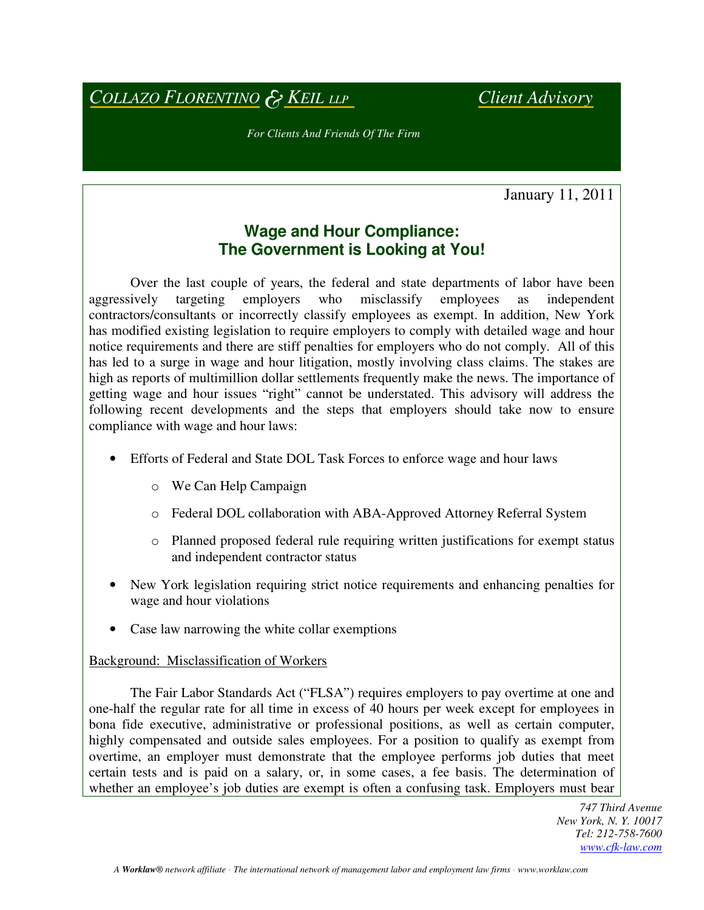*Collazo Florentino & Keil LLP* *Client Advisory*

*For Clients And Friends Of The Firm*

January 11, 2011

# Wage and Hour Compliance: The Government is Looking at You!

Over the last couple of years, the federal and state departments of labor have been aggressively targeting employers who misclassify employees as independent contractors/consultants or incorrectly classify employees as exempt. In addition, New York has modified existing legislation to require employers to comply with detailed wage and hour notice requirements and there are stiff penalties for employers who do not comply. All of this has led to a surge in wage and hour litigation, mostly involving class claims. The stakes are high as reports of multimillion dollar settlements frequently make the news. The importance of getting wage and hour issues "right" cannot be understated. This advisory will address the following recent developments and the steps that employers should take now to ensure compliance with wage and hour laws:

- Efforts of Federal and State DOL Task Forces to enforce wage and hour laws
  - We Can Help Campaign
  - Federal DOL collaboration with ABA-Approved Attorney Referral System
  - Planned proposed federal rule requiring written justifications for exempt status and independent contractor status
- New York legislation requiring strict notice requirements and enhancing penalties for wage and hour violations
- Case law narrowing the white collar exemptions

## Background: Misclassification of Workers

The Fair Labor Standards Act ("FLSA") requires employers to pay overtime at one and one-half the regular rate for all time in excess of 40 hours per week except for employees in bona fide executive, administrative or professional positions, as well as certain computer, highly compensated and outside sales employees. For a position to qualify as exempt from overtime, an employer must demonstrate that the employee performs job duties that meet certain tests and is paid on a salary, or, in some cases, a fee basis. The determination of whether an employee's job duties are exempt is often a confusing task. Employers must bear

*747 Third Avenue*
*New York, N. Y. 10017*
*Tel: 212-758-7600*
*www.cfk-law.com*

*A **Worklaw**® network affiliate · The international network of management labor and employment law firms · www.worklaw.com*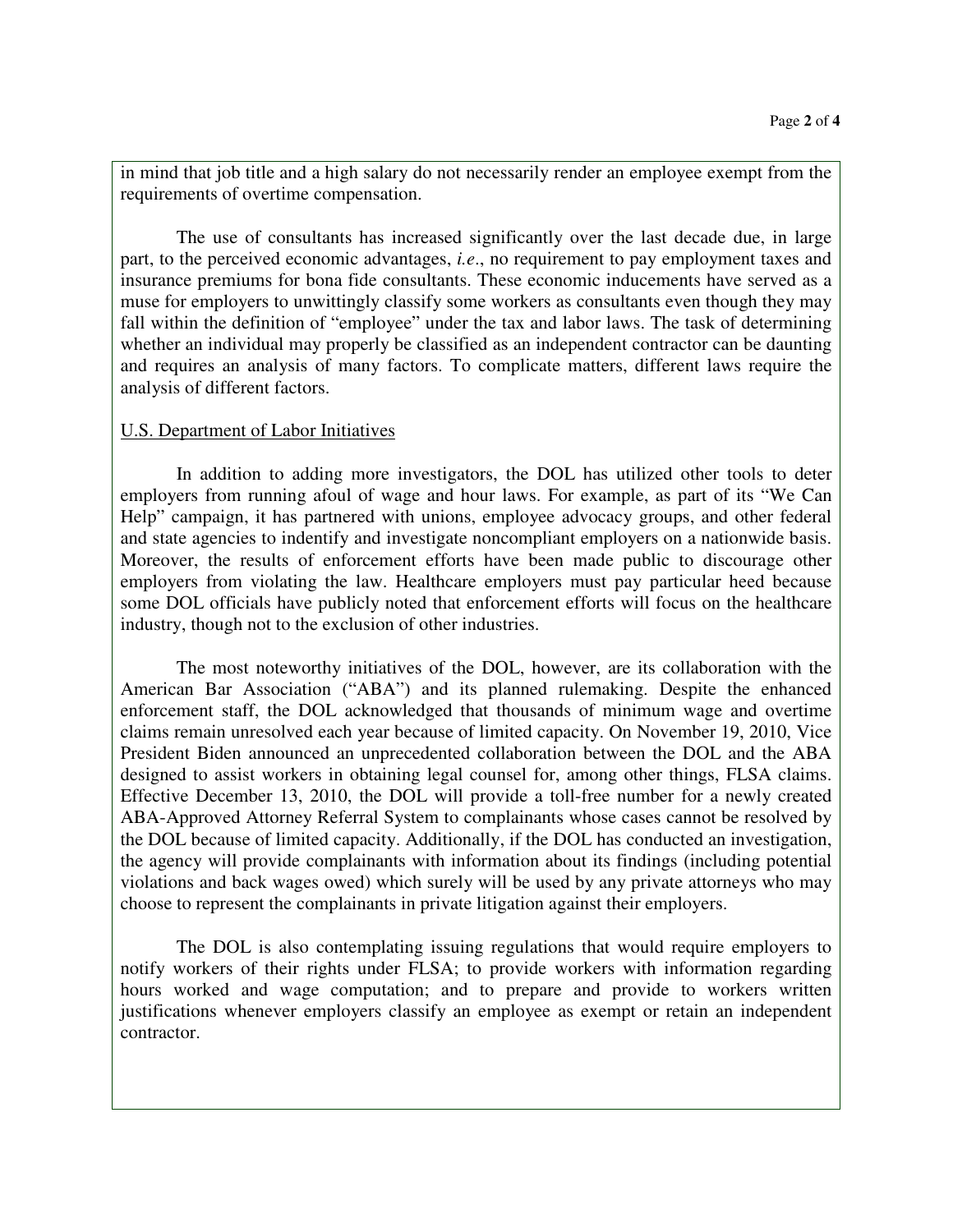in mind that job title and a high salary do not necessarily render an employee exempt from the requirements of overtime compensation.

The use of consultants has increased significantly over the last decade due, in large part, to the perceived economic advantages, *i.e.*, no requirement to pay employment taxes and insurance premiums for bona fide consultants. These economic inducements have served as a muse for employers to unwittingly classify some workers as consultants even though they may fall within the definition of "employee" under the tax and labor laws. The task of determining whether an individual may properly be classified as an independent contractor can be daunting and requires an analysis of many factors. To complicate matters, different laws require the analysis of different factors.

<u>U.S. Department of Labor Initiatives</u>

In addition to adding more investigators, the DOL has utilized other tools to deter employers from running afoul of wage and hour laws. For example, as part of its "We Can Help" campaign, it has partnered with unions, employee advocacy groups, and other federal and state agencies to indentify and investigate noncompliant employers on a nationwide basis. Moreover, the results of enforcement efforts have been made public to discourage other employers from violating the law. Healthcare employers must pay particular heed because some DOL officials have publicly noted that enforcement efforts will focus on the healthcare industry, though not to the exclusion of other industries.

The most noteworthy initiatives of the DOL, however, are its collaboration with the American Bar Association ("ABA") and its planned rulemaking. Despite the enhanced enforcement staff, the DOL acknowledged that thousands of minimum wage and overtime claims remain unresolved each year because of limited capacity. On November 19, 2010, Vice President Biden announced an unprecedented collaboration between the DOL and the ABA designed to assist workers in obtaining legal counsel for, among other things, FLSA claims. Effective December 13, 2010, the DOL will provide a toll-free number for a newly created ABA-Approved Attorney Referral System to complainants whose cases cannot be resolved by the DOL because of limited capacity. Additionally, if the DOL has conducted an investigation, the agency will provide complainants with information about its findings (including potential violations and back wages owed) which surely will be used by any private attorneys who may choose to represent the complainants in private litigation against their employers.

The DOL is also contemplating issuing regulations that would require employers to notify workers of their rights under FLSA; to provide workers with information regarding hours worked and wage computation; and to prepare and provide to workers written justifications whenever employers classify an employee as exempt or retain an independent contractor.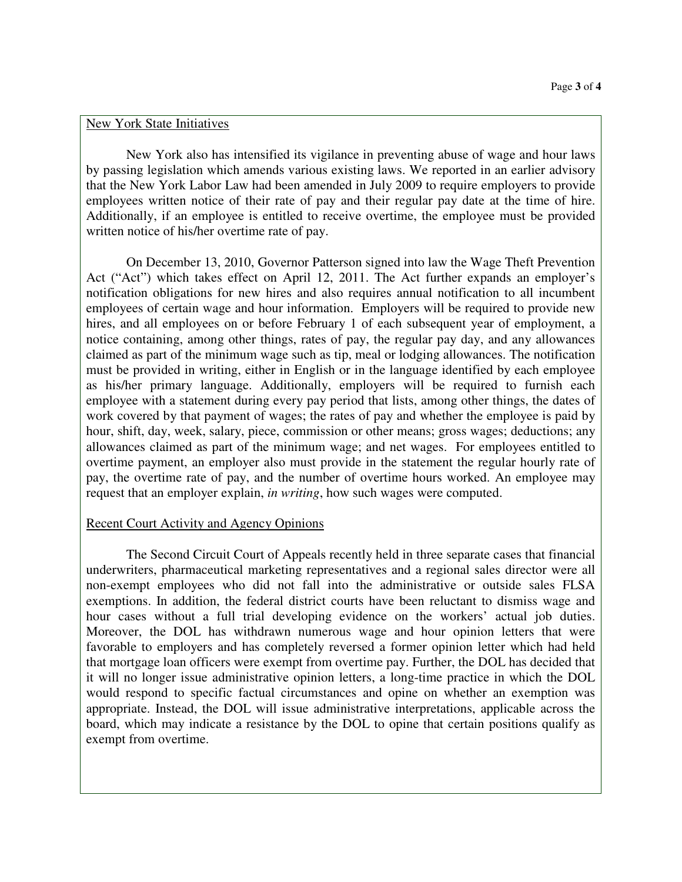## New York State Initiatives

New York also has intensified its vigilance in preventing abuse of wage and hour laws by passing legislation which amends various existing laws. We reported in an earlier advisory that the New York Labor Law had been amended in July 2009 to require employers to provide employees written notice of their rate of pay and their regular pay date at the time of hire. Additionally, if an employee is entitled to receive overtime, the employee must be provided written notice of his/her overtime rate of pay.

On December 13, 2010, Governor Patterson signed into law the Wage Theft Prevention Act ("Act") which takes effect on April 12, 2011. The Act further expands an employer's notification obligations for new hires and also requires annual notification to all incumbent employees of certain wage and hour information. Employers will be required to provide new hires, and all employees on or before February 1 of each subsequent year of employment, a notice containing, among other things, rates of pay, the regular pay day, and any allowances claimed as part of the minimum wage such as tip, meal or lodging allowances. The notification must be provided in writing, either in English or in the language identified by each employee as his/her primary language. Additionally, employers will be required to furnish each employee with a statement during every pay period that lists, among other things, the dates of work covered by that payment of wages; the rates of pay and whether the employee is paid by hour, shift, day, week, salary, piece, commission or other means; gross wages; deductions; any allowances claimed as part of the minimum wage; and net wages. For employees entitled to overtime payment, an employer also must provide in the statement the regular hourly rate of pay, the overtime rate of pay, and the number of overtime hours worked. An employee may request that an employer explain, *in writing*, how such wages were computed.

## Recent Court Activity and Agency Opinions

The Second Circuit Court of Appeals recently held in three separate cases that financial underwriters, pharmaceutical marketing representatives and a regional sales director were all non-exempt employees who did not fall into the administrative or outside sales FLSA exemptions. In addition, the federal district courts have been reluctant to dismiss wage and hour cases without a full trial developing evidence on the workers' actual job duties. Moreover, the DOL has withdrawn numerous wage and hour opinion letters that were favorable to employers and has completely reversed a former opinion letter which had held that mortgage loan officers were exempt from overtime pay. Further, the DOL has decided that it will no longer issue administrative opinion letters, a long-time practice in which the DOL would respond to specific factual circumstances and opine on whether an exemption was appropriate. Instead, the DOL will issue administrative interpretations, applicable across the board, which may indicate a resistance by the DOL to opine that certain positions qualify as exempt from overtime.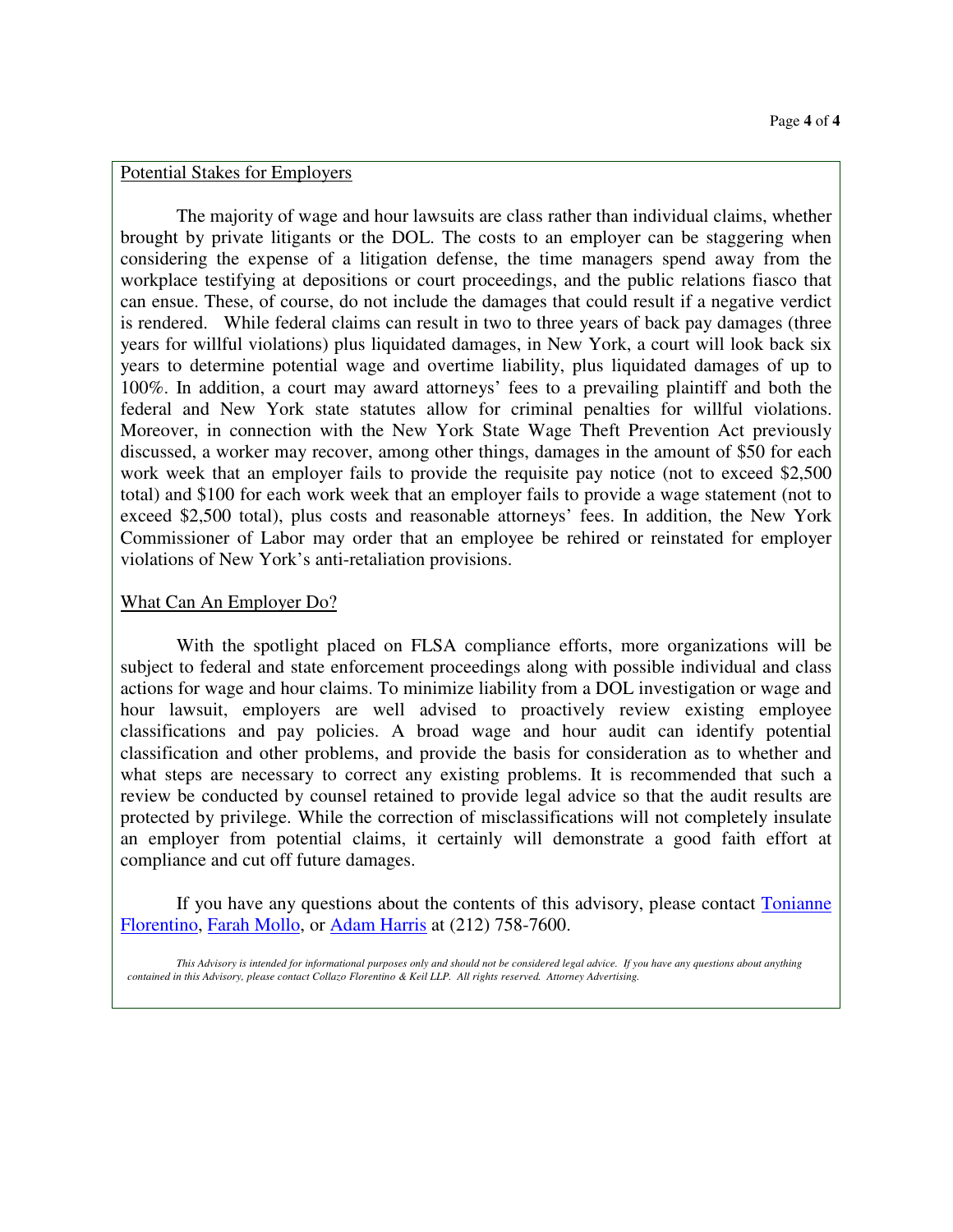## Potential Stakes for Employers

The majority of wage and hour lawsuits are class rather than individual claims, whether brought by private litigants or the DOL. The costs to an employer can be staggering when considering the expense of a litigation defense, the time managers spend away from the workplace testifying at depositions or court proceedings, and the public relations fiasco that can ensue. These, of course, do not include the damages that could result if a negative verdict is rendered. While federal claims can result in two to three years of back pay damages (three years for willful violations) plus liquidated damages, in New York, a court will look back six years to determine potential wage and overtime liability, plus liquidated damages of up to 100%. In addition, a court may award attorneys' fees to a prevailing plaintiff and both the federal and New York state statutes allow for criminal penalties for willful violations. Moreover, in connection with the New York State Wage Theft Prevention Act previously discussed, a worker may recover, among other things, damages in the amount of $50 for each work week that an employer fails to provide the requisite pay notice (not to exceed $2,500 total) and $100 for each work week that an employer fails to provide a wage statement (not to exceed $2,500 total), plus costs and reasonable attorneys' fees. In addition, the New York Commissioner of Labor may order that an employee be rehired or reinstated for employer violations of New York's anti-retaliation provisions.

## What Can An Employer Do?

With the spotlight placed on FLSA compliance efforts, more organizations will be subject to federal and state enforcement proceedings along with possible individual and class actions for wage and hour claims. To minimize liability from a DOL investigation or wage and hour lawsuit, employers are well advised to proactively review existing employee classifications and pay policies. A broad wage and hour audit can identify potential classification and other problems, and provide the basis for consideration as to whether and what steps are necessary to correct any existing problems. It is recommended that such a review be conducted by counsel retained to provide legal advice so that the audit results are protected by privilege. While the correction of misclassifications will not completely insulate an employer from potential claims, it certainly will demonstrate a good faith effort at compliance and cut off future damages.

If you have any questions about the contents of this advisory, please contact Tonianne Florentino, Farah Mollo, or Adam Harris at (212) 758-7600.

*This Advisory is intended for informational purposes only and should not be considered legal advice. If you have any questions about anything contained in this Advisory, please contact Collazo Florentino & Keil LLP. All rights reserved. Attorney Advertising.*